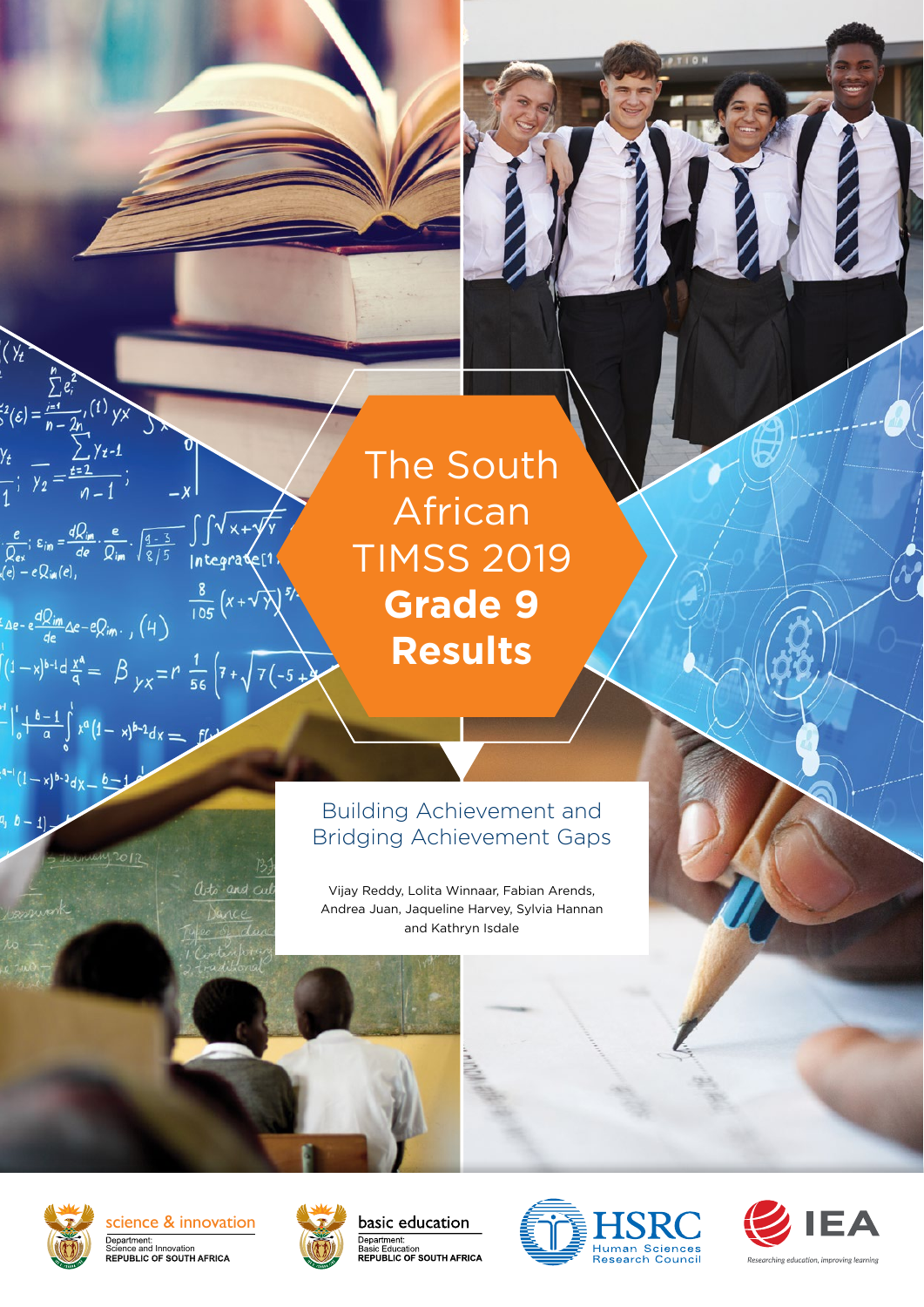# The South African TIMSS 2019 **Grade 9 Results**

## Building Achievement and Bridging Achievement Gaps

Vijay Reddy, Lolita Winnaar, Fabian Arends, Andrea Juan, Jaqueline Harvey, Sylvia Hannan and Kathryn Isdale

science & innovation
Department:
Science and Innovation
REPUBLIC OF SOUTH AFRICA

basic education
Department:
Basic Education
REPUBLIC OF SOUTH AFRICA

HSRC
Human Sciences Research Council

IEA
*Researching education, improving learning*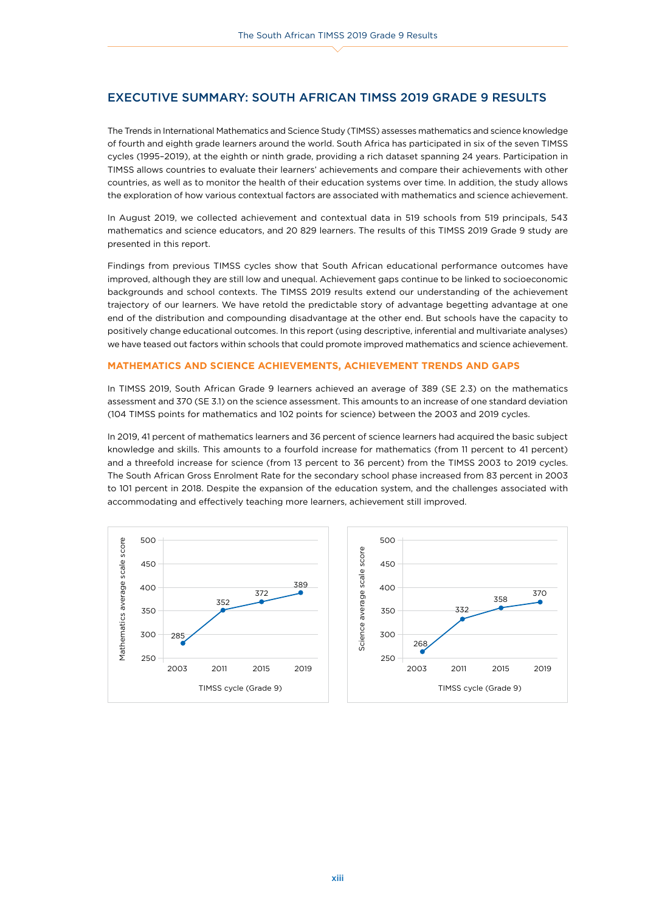# EXECUTIVE SUMMARY: SOUTH AFRICAN TIMSS 2019 GRADE 9 RESULTS

The Trends in International Mathematics and Science Study (TIMSS) assesses mathematics and science knowledge of fourth and eighth grade learners around the world. South Africa has participated in six of the seven TIMSS cycles (1995–2019), at the eighth or ninth grade, providing a rich dataset spanning 24 years. Participation in TIMSS allows countries to evaluate their learners' achievements and compare their achievements with other countries, as well as to monitor the health of their education systems over time. In addition, the study allows the exploration of how various contextual factors are associated with mathematics and science achievement.

In August 2019, we collected achievement and contextual data in 519 schools from 519 principals, 543 mathematics and science educators, and 20 829 learners. The results of this TIMSS 2019 Grade 9 study are presented in this report.

Findings from previous TIMSS cycles show that South African educational performance outcomes have improved, although they are still low and unequal. Achievement gaps continue to be linked to socioeconomic backgrounds and school contexts. The TIMSS 2019 results extend our understanding of the achievement trajectory of our learners. We have retold the predictable story of advantage begetting advantage at one end of the distribution and compounding disadvantage at the other end. But schools have the capacity to positively change educational outcomes. In this report (using descriptive, inferential and multivariate analyses) we have teased out factors within schools that could promote improved mathematics and science achievement.

## MATHEMATICS AND SCIENCE ACHIEVEMENTS, ACHIEVEMENT TRENDS AND GAPS

In TIMSS 2019, South African Grade 9 learners achieved an average of 389 (SE 2.3) on the mathematics assessment and 370 (SE 3.1) on the science assessment. This amounts to an increase of one standard deviation (104 TIMSS points for mathematics and 102 points for science) between the 2003 and 2019 cycles.

In 2019, 41 percent of mathematics learners and 36 percent of science learners had acquired the basic subject knowledge and skills. This amounts to a fourfold increase for mathematics (from 11 percent to 41 percent) and a threefold increase for science (from 13 percent to 36 percent) from the TIMSS 2003 to 2019 cycles. The South African Gross Enrolment Rate for the secondary school phase increased from 83 percent in 2003 to 101 percent in 2018. Despite the expansion of the education system, and the challenges associated with accommodating and effectively teaching more learners, achievement still improved.

| TIMSS cycle (Grade 9) | Mathematics average scale score |
|---|---|
| 2003 | 285 |
| 2011 | 352 |
| 2015 | 372 |
| 2019 | 389 |

| TIMSS cycle (Grade 9) | Science average scale score |
|---|---|
| 2003 | 268 |
| 2011 | 332 |
| 2015 | 358 |
| 2019 | 370 |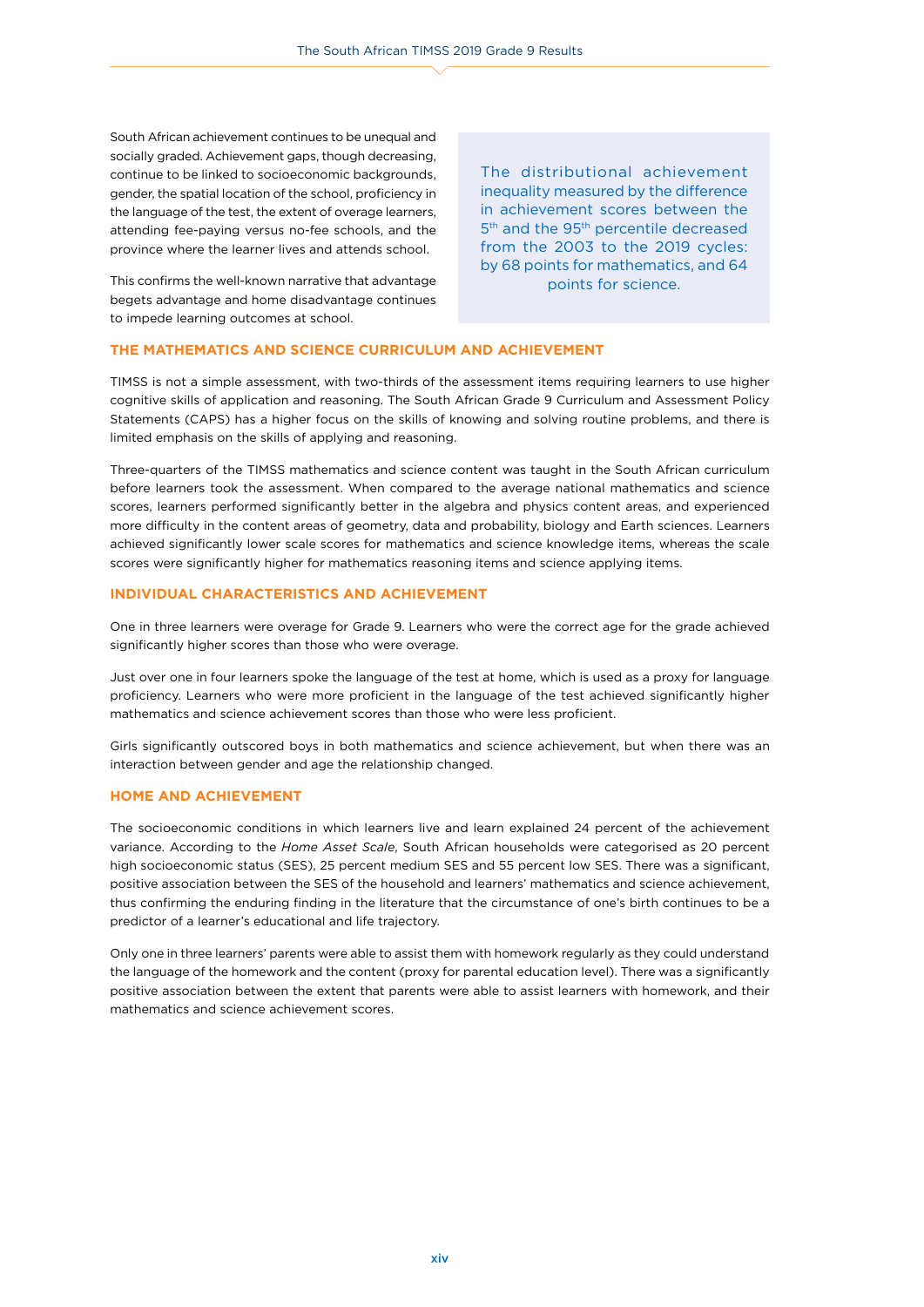South African achievement continues to be unequal and socially graded. Achievement gaps, though decreasing, continue to be linked to socioeconomic backgrounds, gender, the spatial location of the school, proficiency in the language of the test, the extent of overage learners, attending fee-paying versus no-fee schools, and the province where the learner lives and attends school.

This confirms the well-known narrative that advantage begets advantage and home disadvantage continues to impede learning outcomes at school.

> The distributional achievement inequality measured by the difference in achievement scores between the 5th and the 95th percentile decreased from the 2003 to the 2019 cycles: by 68 points for mathematics, and 64 points for science.

## THE MATHEMATICS AND SCIENCE CURRICULUM AND ACHIEVEMENT

TIMSS is not a simple assessment, with two-thirds of the assessment items requiring learners to use higher cognitive skills of application and reasoning. The South African Grade 9 Curriculum and Assessment Policy Statements (CAPS) has a higher focus on the skills of knowing and solving routine problems, and there is limited emphasis on the skills of applying and reasoning.

Three-quarters of the TIMSS mathematics and science content was taught in the South African curriculum before learners took the assessment. When compared to the average national mathematics and science scores, learners performed significantly better in the algebra and physics content areas, and experienced more difficulty in the content areas of geometry, data and probability, biology and Earth sciences. Learners achieved significantly lower scale scores for mathematics and science knowledge items, whereas the scale scores were significantly higher for mathematics reasoning items and science applying items.

## INDIVIDUAL CHARACTERISTICS AND ACHIEVEMENT

One in three learners were overage for Grade 9. Learners who were the correct age for the grade achieved significantly higher scores than those who were overage.

Just over one in four learners spoke the language of the test at home, which is used as a proxy for language proficiency. Learners who were more proficient in the language of the test achieved significantly higher mathematics and science achievement scores than those who were less proficient.

Girls significantly outscored boys in both mathematics and science achievement, but when there was an interaction between gender and age the relationship changed.

## HOME AND ACHIEVEMENT

The socioeconomic conditions in which learners live and learn explained 24 percent of the achievement variance. According to the *Home Asset Scale*, South African households were categorised as 20 percent high socioeconomic status (SES), 25 percent medium SES and 55 percent low SES. There was a significant, positive association between the SES of the household and learners' mathematics and science achievement, thus confirming the enduring finding in the literature that the circumstance of one's birth continues to be a predictor of a learner's educational and life trajectory.

Only one in three learners' parents were able to assist them with homework regularly as they could understand the language of the homework and the content (proxy for parental education level). There was a significantly positive association between the extent that parents were able to assist learners with homework, and their mathematics and science achievement scores.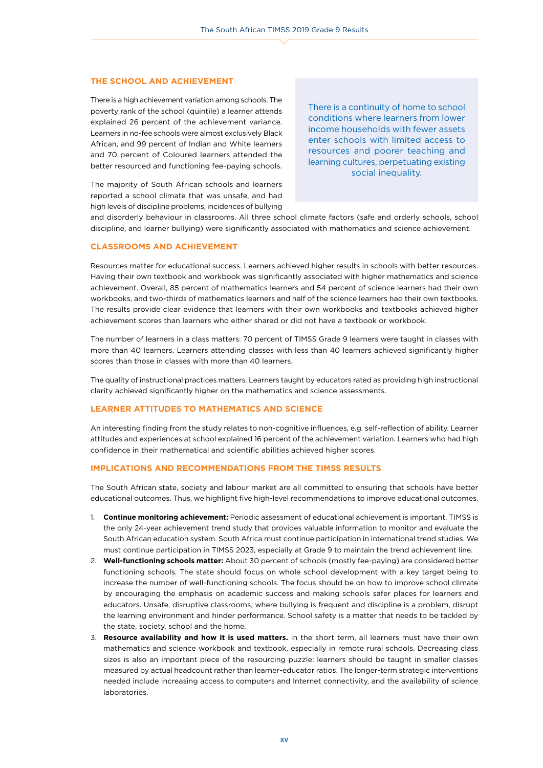## THE SCHOOL AND ACHIEVEMENT

There is a high achievement variation among schools. The poverty rank of the school (quintile) a learner attends explained 26 percent of the achievement variance. Learners in no-fee schools were almost exclusively Black African, and 99 percent of Indian and White learners and 70 percent of Coloured learners attended the better resourced and functioning fee-paying schools.

> There is a continuity of home to school conditions where learners from lower income households with fewer assets enter schools with limited access to resources and poorer teaching and learning cultures, perpetuating existing social inequality.

The majority of South African schools and learners reported a school climate that was unsafe, and had high levels of discipline problems, incidences of bullying and disorderly behaviour in classrooms. All three school climate factors (safe and orderly schools, school discipline, and learner bullying) were significantly associated with mathematics and science achievement.

## CLASSROOMS AND ACHIEVEMENT

Resources matter for educational success. Learners achieved higher results in schools with better resources. Having their own textbook and workbook was significantly associated with higher mathematics and science achievement. Overall, 85 percent of mathematics learners and 54 percent of science learners had their own workbooks, and two-thirds of mathematics learners and half of the science learners had their own textbooks. The results provide clear evidence that learners with their own workbooks and textbooks achieved higher achievement scores than learners who either shared or did not have a textbook or workbook.

The number of learners in a class matters: 70 percent of TIMSS Grade 9 learners were taught in classes with more than 40 learners. Learners attending classes with less than 40 learners achieved significantly higher scores than those in classes with more than 40 learners.

The quality of instructional practices matters. Learners taught by educators rated as providing high instructional clarity achieved significantly higher on the mathematics and science assessments.

## LEARNER ATTITUDES TO MATHEMATICS AND SCIENCE

An interesting finding from the study relates to non-cognitive influences, e.g. self-reflection of ability. Learner attitudes and experiences at school explained 16 percent of the achievement variation. Learners who had high confidence in their mathematical and scientific abilities achieved higher scores.

## IMPLICATIONS AND RECOMMENDATIONS FROM THE TIMSS RESULTS

The South African state, society and labour market are all committed to ensuring that schools have better educational outcomes. Thus, we highlight five high-level recommendations to improve educational outcomes.

1. **Continue monitoring achievement:** Periodic assessment of educational achievement is important. TIMSS is the only 24-year achievement trend study that provides valuable information to monitor and evaluate the South African education system. South Africa must continue participation in international trend studies. We must continue participation in TIMSS 2023, especially at Grade 9 to maintain the trend achievement line.
2. **Well-functioning schools matter:** About 30 percent of schools (mostly fee-paying) are considered better functioning schools. The state should focus on whole school development with a key target being to increase the number of well-functioning schools. The focus should be on how to improve school climate by encouraging the emphasis on academic success and making schools safer places for learners and educators. Unsafe, disruptive classrooms, where bullying is frequent and discipline is a problem, disrupt the learning environment and hinder performance. School safety is a matter that needs to be tackled by the state, society, school and the home.
3. **Resource availability and how it is used matters.** In the short term, all learners must have their own mathematics and science workbook and textbook, especially in remote rural schools. Decreasing class sizes is also an important piece of the resourcing puzzle: learners should be taught in smaller classes measured by actual headcount rather than learner-educator ratios. The longer-term strategic interventions needed include increasing access to computers and Internet connectivity, and the availability of science laboratories.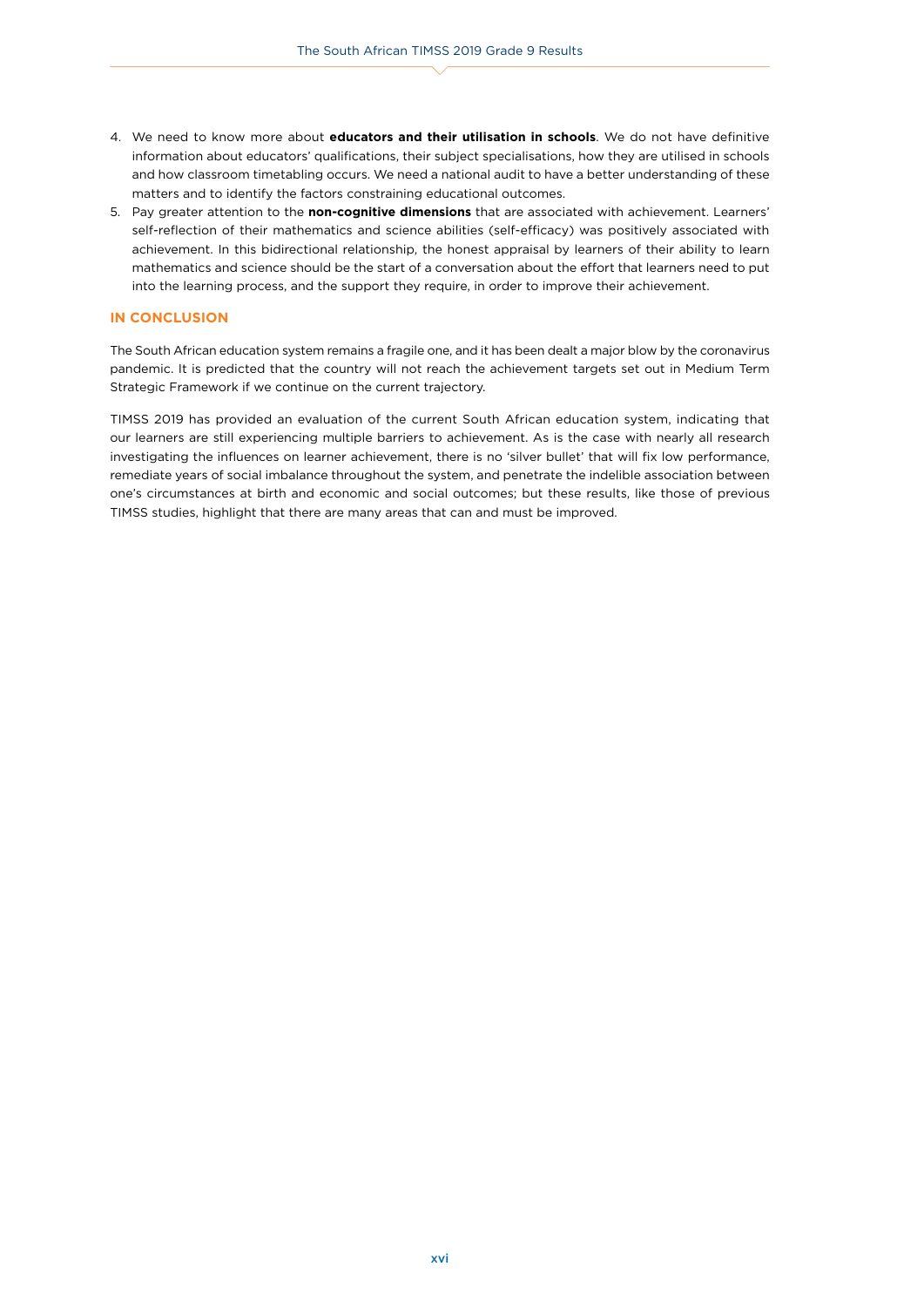4. We need to know more about **educators and their utilisation in schools**. We do not have definitive information about educators' qualifications, their subject specialisations, how they are utilised in schools and how classroom timetabling occurs. We need a national audit to have a better understanding of these matters and to identify the factors constraining educational outcomes.
5. Pay greater attention to the **non-cognitive dimensions** that are associated with achievement. Learners' self-reflection of their mathematics and science abilities (self-efficacy) was positively associated with achievement. In this bidirectional relationship, the honest appraisal by learners of their ability to learn mathematics and science should be the start of a conversation about the effort that learners need to put into the learning process, and the support they require, in order to improve their achievement.

## IN CONCLUSION

The South African education system remains a fragile one, and it has been dealt a major blow by the coronavirus pandemic. It is predicted that the country will not reach the achievement targets set out in Medium Term Strategic Framework if we continue on the current trajectory.

TIMSS 2019 has provided an evaluation of the current South African education system, indicating that our learners are still experiencing multiple barriers to achievement. As is the case with nearly all research investigating the influences on learner achievement, there is no 'silver bullet' that will fix low performance, remediate years of social imbalance throughout the system, and penetrate the indelible association between one's circumstances at birth and economic and social outcomes; but these results, like those of previous TIMSS studies, highlight that there are many areas that can and must be improved.